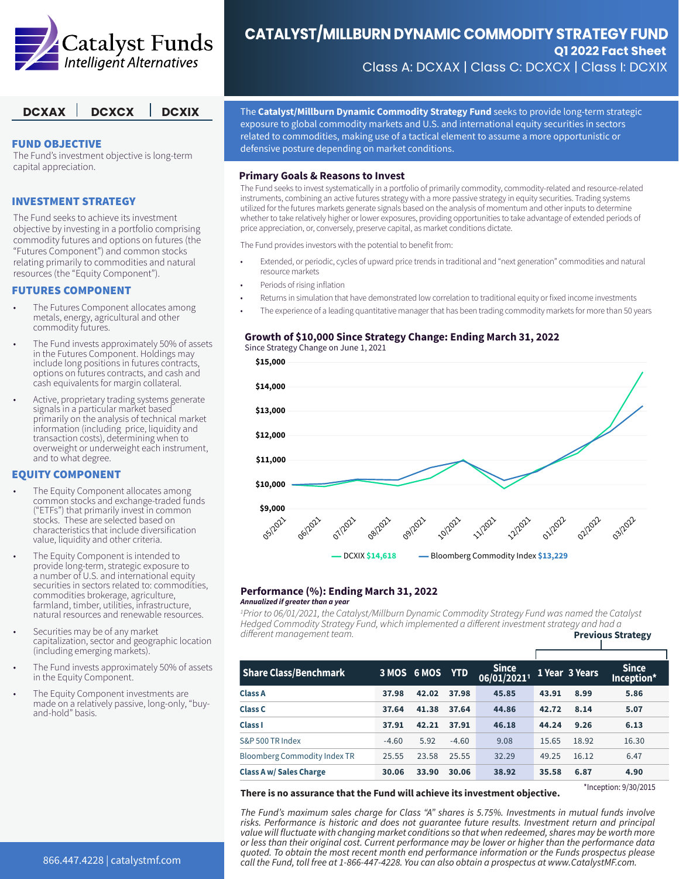# CATALYST/MILLBURN DYNAMIC COMMODITY STRATEGY FUND

**Q1 2022 Fact Sheet**

Class A: DCXAX | Class C: DCXCX | Class I: DCXIX

Catalyst Funds — Intelligent Alternatives

**DCXAX | DCXCX | DCXIX**

The **Catalyst/Millburn Dynamic Commodity Strategy Fund** seeks to provide long-term strategic exposure to global commodity markets and U.S. and international equity securities in sectors related to commodities, making use of a tactical element to assume a more opportunistic or defensive posture depending on market conditions.

## FUND OBJECTIVE

The Fund's investment objective is long-term capital appreciation.

## INVESTMENT STRATEGY

The Fund seeks to achieve its investment objective by investing in a portfolio comprising commodity futures and options on futures (the "Futures Component") and common stocks relating primarily to commodities and natural resources (the "Equity Component").

## FUTURES COMPONENT

- The Futures Component allocates among metals, energy, agricultural and other commodity futures.
- The Fund invests approximately 50% of assets in the Futures Component. Holdings may include long positions in futures contracts, options on futures contracts, and cash and cash equivalents for margin collateral.
- Active, proprietary trading systems generate signals in a particular market based primarily on the analysis of technical market information (including price, liquidity and transaction costs), determining when to overweight or underweight each instrument, and to what degree.

## EQUITY COMPONENT

- The Equity Component allocates among common stocks and exchange-traded funds ("ETFs") that primarily invest in common stocks. These are selected based on characteristics that include diversification value, liquidity and other criteria.
- The Equity Component is intended to provide long-term, strategic exposure to a number of U.S. and international equity securities in sectors related to: commodities, commodities brokerage, agriculture, farmland, timber, utilities, infrastructure, natural resources and renewable resources.
- Securities may be of any market capitalization, sector and geographic location (including emerging markets).
- The Fund invests approximately 50% of assets in the Equity Component.
- The Equity Component investments are made on a relatively passive, long-only, "buy-and-hold" basis.

### Primary Goals & Reasons to Invest

The Fund seeks to invest systematically in a portfolio of primarily commodity, commodity-related and resource-related instruments, combining an active futures strategy with a more passive strategy in equity securities. Trading systems utilized for the futures markets generate signals based on the analysis of momentum and other inputs to determine whether to take relatively higher or lower exposures, providing opportunities to take advantage of extended periods of price appreciation, or, conversely, preserve capital, as market conditions dictate.

The Fund provides investors with the potential to benefit from:

- Extended, or periodic, cycles of upward price trends in traditional and "next generation" commodities and natural resource markets
- Periods of rising inflation
- Returns in simulation that have demonstrated low correlation to traditional equity or fixed income investments
- The experience of a leading quantitative manager that has been trading commodity markets for more than 50 years

### Growth of $10,000 Since Strategy Change: Ending March 31, 2022

Since Strategy Change on June 1, 2021

— DCXIX **$14,618** — Bloomberg Commodity Index **$13,229**

### Performance (%): Ending March 31, 2022

*Annualized if greater than a year*

*[1]Prior to 06/01/2021, the Catalyst/Millburn Dynamic Commodity Strategy Fund was named the Catalyst Hedged Commodity Strategy Fund, which implemented a different investment strategy and had a different management team.*

| Share Class/Benchmark | 3 MOS | 6 MOS | YTD | Since 06/01/2021[1] | 1 Year | 3 Years | Since Inception* |
|---|---|---|---|---|---|---|---|
| | | | | | **Previous Strategy** | | |
| **Class A** | 37.98 | 42.02 | 37.98 | 45.85 | 43.91 | 8.99 | 5.86 |
| **Class C** | 37.64 | 41.38 | 37.64 | 44.86 | 42.72 | 8.14 | 5.07 |
| **Class I** | 37.91 | 42.21 | 37.91 | 46.18 | 44.24 | 9.26 | 6.13 |
| S&P 500 TR Index | -4.60 | 5.92 | -4.60 | 9.08 | 15.65 | 18.92 | 16.30 |
| Bloomberg Commodity Index TR | 25.55 | 23.58 | 25.55 | 32.29 | 49.25 | 16.12 | 6.47 |
| **Class A w/ Sales Charge** | 30.06 | 33.90 | 30.06 | 38.92 | 35.58 | 6.87 | 4.90 |

*Inception: 9/30/2015

**There is no assurance that the Fund will achieve its investment objective.**

*The Fund's maximum sales charge for Class "A" shares is 5.75%. Investments in mutual funds involve risks. Performance is historic and does not guarantee future results. Investment return and principal value will fluctuate with changing market conditions so that when redeemed, shares may be worth more or less than their original cost. Current performance may be lower or higher than the performance data quoted. To obtain the most recent month end performance information or the Funds prospectus please call the Fund, toll free at 1-866-447-4228. You can also obtain a prospectus at www.CatalystMF.com.*

866.447.4228 | catalystmf.com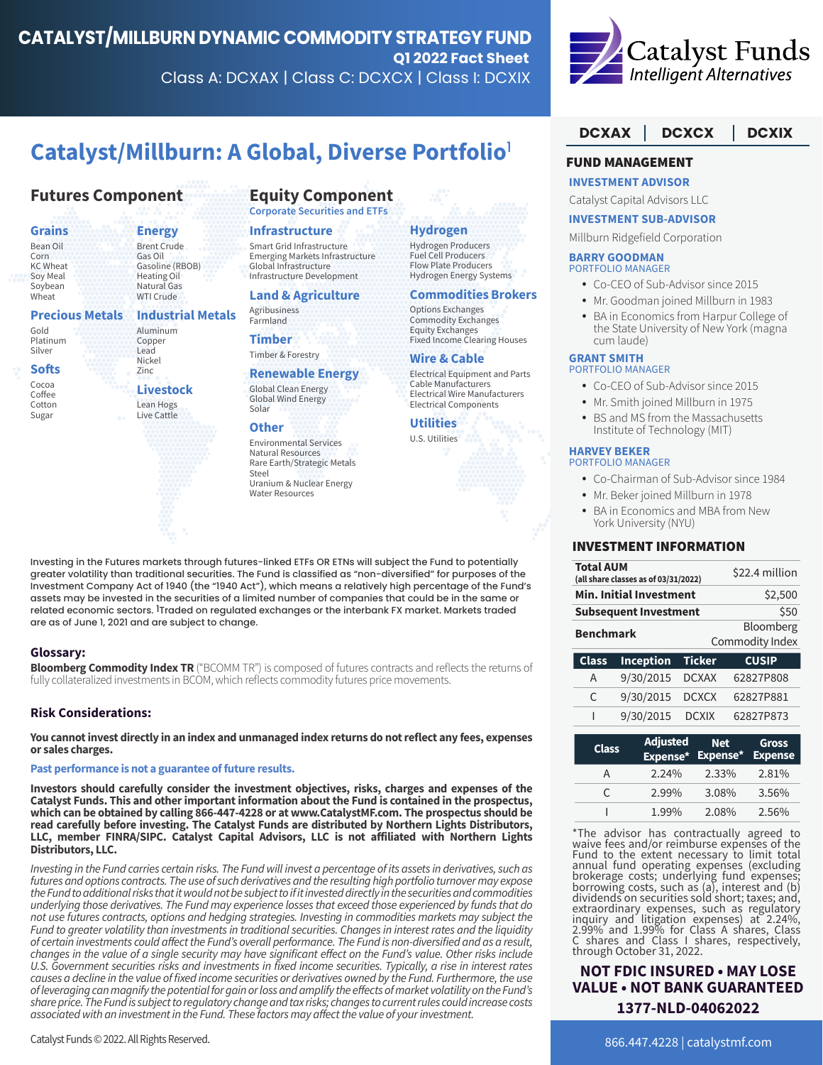# CATALYST/MILLBURN DYNAMIC COMMODITY STRATEGY FUND

**Q1 2022 Fact Sheet**

Class A: DCXAX | Class C: DCXCX | Class I: DCXIX

Catalyst Funds
*Intelligent Alternatives*

## Catalyst/Millburn: A Global, Diverse Portfolio[1]

### Futures Component

**Grains**
Bean Oil
Corn
KC Wheat
Soy Meal
Soybean
Wheat

**Energy**
Brent Crude
Gas Oil
Gasoline (RBOB)
Heating Oil
Natural Gas
WTI Crude

**Precious Metals**
Gold
Platinum
Silver

**Industrial Metals**
Aluminum
Copper
Lead
Nickel
Zinc

**Softs**
Cocoa
Coffee
Cotton
Sugar

**Livestock**
Lean Hogs
Live Cattle

### Equity Component

Corporate Securities and ETFs

**Infrastructure**
Smart Grid Infrastructure
Emerging Markets Infrastructure
Global Infrastructure
Infrastructure Development

**Land & Agriculture**
Agribusiness
Farmland

**Timber**
Timber & Forestry

**Renewable Energy**
Global Clean Energy
Global Wind Energy
Solar

**Other**
Environmental Services
Natural Resources
Rare Earth/Strategic Metals
Steel
Uranium & Nuclear Energy
Water Resources

**Hydrogen**
Hydrogen Producers
Fuel Cell Producers
Flow Plate Producers
Hydrogen Energy Systems

**Commodities Brokers**
Options Exchanges
Commodity Exchanges
Equity Exchanges
Fixed Income Clearing Houses

**Wire & Cable**
Electrical Equipment and Parts
Cable Manufacturers
Electrical Wire Manufacturers
Electrical Components

**Utilities**
U.S. Utilities

Investing in the Futures markets through futures-linked ETFs OR ETNs will subject the Fund to potentially greater volatility than traditional securities. The Fund is classified as "non-diversified" for purposes of the Investment Company Act of 1940 (the "1940 Act"), which means a relatively high percentage of the Fund's assets may be invested in the securities of a limited number of companies that could be in the same or related economic sectors. [1]Traded on regulated exchanges or the interbank FX market. Markets traded are as of June 1, 2021 and are subject to change.

### Glossary:

**Bloomberg Commodity Index TR** ("BCOMM TR") is composed of futures contracts and reflects the returns of fully collateralized investments in BCOM, which reflects commodity futures price movements.

### Risk Considerations:

**You cannot invest directly in an index and unmanaged index returns do not reflect any fees, expenses or sales charges.**

**Past performance is not a guarantee of future results.**

**Investors should carefully consider the investment objectives, risks, charges and expenses of the Catalyst Funds. This and other important information about the Fund is contained in the prospectus, which can be obtained by calling 866-447-4228 or at www.CatalystMF.com. The prospectus should be read carefully before investing. The Catalyst Funds are distributed by Northern Lights Distributors, LLC, member FINRA/SIPC. Catalyst Capital Advisors, LLC is not affiliated with Northern Lights Distributors, LLC.**

*Investing in the Fund carries certain risks. The Fund will invest a percentage of its assets in derivatives, such as futures and options contracts. The use of such derivatives and the resulting high portfolio turnover may expose the Fund to additional risks that it would not be subject to if it invested directly in the securities and commodities underlying those derivatives. The Fund may experience losses that exceed those experienced by funds that do not use futures contracts, options and hedging strategies. Investing in commodities markets may subject the Fund to greater volatility than investments in traditional securities. Changes in interest rates and the liquidity of certain investments could affect the Fund's overall performance. The Fund is non-diversified and as a result, changes in the value of a single security may have significant effect on the Fund's value. Other risks include U.S. Government securities risks and investments in fixed income securities. Typically, a rise in interest rates causes a decline in the value of fixed income securities or derivatives owned by the Fund. Furthermore, the use of leveraging can magnify the potential for gain or loss and amplify the effects of market volatility on the Fund's share price. The Fund is subject to regulatory change and tax risks; changes to current rules could increase costs associated with an investment in the Fund. These factors may affect the value of your investment.*

Catalyst Funds © 2022. All Rights Reserved.

**DCXAX | DCXCX | DCXIX**

## FUND MANAGEMENT

**INVESTMENT ADVISOR**
Catalyst Capital Advisors LLC

**INVESTMENT SUB-ADVISOR**
Millburn Ridgefield Corporation

**BARRY GOODMAN**
PORTFOLIO MANAGER

- Co-CEO of Sub-Advisor since 2015
- Mr. Goodman joined Millburn in 1983
- BA in Economics from Harpur College of the State University of New York (magna cum laude)

**GRANT SMITH**
PORTFOLIO MANAGER

- Co-CEO of Sub-Advisor since 2015
- Mr. Smith joined Millburn in 1975
- BS and MS from the Massachusetts Institute of Technology (MIT)

**HARVEY BEKER**
PORTFOLIO MANAGER

- Co-Chairman of Sub-Advisor since 1984
- Mr. Beker joined Millburn in 1978
- BA in Economics and MBA from New York University (NYU)

## INVESTMENT INFORMATION

| | |
|---|---|
| **Total AUM** (all share classes as of 03/31/2022) | $22.4 million |
| **Min. Initial Investment** | $2,500 |
| **Subsequent Investment** | $50 |
| **Benchmark** | Bloomberg Commodity Index |

| Class | Inception | Ticker | CUSIP |
|---|---|---|---|
| A | 9/30/2015 | DCXAX | 62827P808 |
| C | 9/30/2015 | DCXCX | 62827P881 |
| I | 9/30/2015 | DCXIX | 62827P873 |

| Class | Adjusted Expense* | Net Expense* | Gross Expense |
|---|---|---|---|
| A | 2.24% | 2.33% | 2.81% |
| C | 2.99% | 3.08% | 3.56% |
| I | 1.99% | 2.08% | 2.56% |

*The advisor has contractually agreed to waive fees and/or reimburse expenses of the Fund to the extent necessary to limit total annual fund operating expenses (excluding brokerage costs; underlying fund expenses; borrowing costs, such as (a), interest and (b) dividends on securities sold short; taxes; and, extraordinary expenses, such as regulatory inquiry and litigation expenses) at 2.24%, 2.99% and 1.99% for Class A shares, Class C shares and Class I shares, respectively, through October 31, 2022.

**NOT FDIC INSURED • MAY LOSE VALUE • NOT BANK GUARANTEED**

**1377-NLD-04062022**

866.447.4228 | catalystmf.com